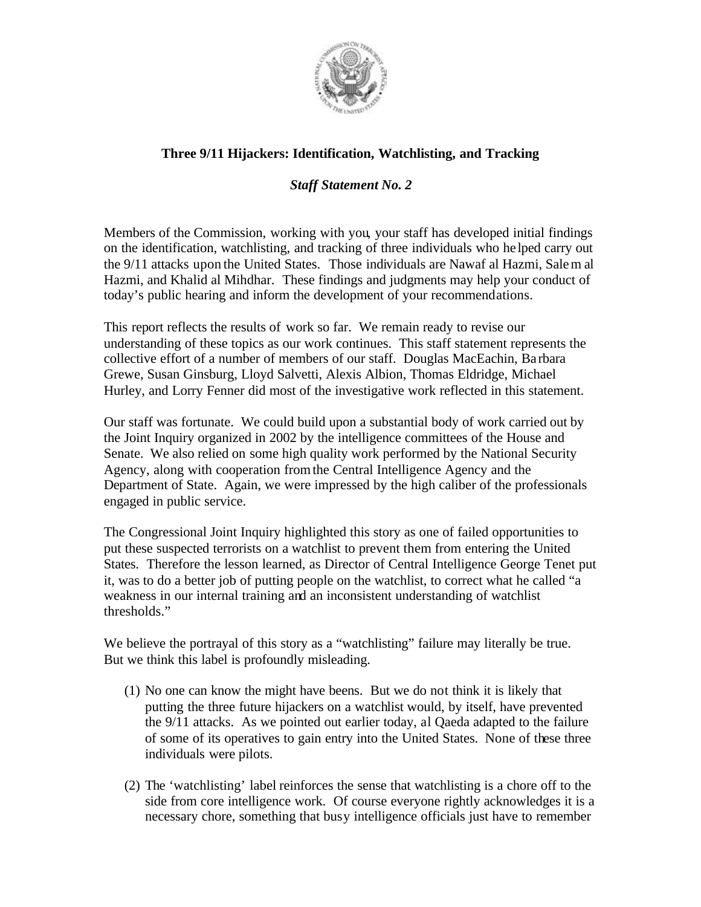**Three 9/11 Hijackers: Identification, Watchlisting, and Tracking**

***Staff Statement No. 2***

Members of the Commission, working with you, your staff has developed initial findings on the identification, watchlisting, and tracking of three individuals who helped carry out the 9/11 attacks upon the United States. Those individuals are Nawaf al Hazmi, Salem al Hazmi, and Khalid al Mihdhar. These findings and judgments may help your conduct of today's public hearing and inform the development of your recommendations.

This report reflects the results of work so far. We remain ready to revise our understanding of these topics as our work continues. This staff statement represents the collective effort of a number of members of our staff. Douglas MacEachin, Barbara Grewe, Susan Ginsburg, Lloyd Salvetti, Alexis Albion, Thomas Eldridge, Michael Hurley, and Lorry Fenner did most of the investigative work reflected in this statement.

Our staff was fortunate. We could build upon a substantial body of work carried out by the Joint Inquiry organized in 2002 by the intelligence committees of the House and Senate. We also relied on some high quality work performed by the National Security Agency, along with cooperation from the Central Intelligence Agency and the Department of State. Again, we were impressed by the high caliber of the professionals engaged in public service.

The Congressional Joint Inquiry highlighted this story as one of failed opportunities to put these suspected terrorists on a watchlist to prevent them from entering the United States. Therefore the lesson learned, as Director of Central Intelligence George Tenet put it, was to do a better job of putting people on the watchlist, to correct what he called "a weakness in our internal training and an inconsistent understanding of watchlist thresholds."

We believe the portrayal of this story as a "watchlisting" failure may literally be true. But we think this label is profoundly misleading.

(1) No one can know the might have beens. But we do not think it is likely that putting the three future hijackers on a watchlist would, by itself, have prevented the 9/11 attacks. As we pointed out earlier today, al Qaeda adapted to the failure of some of its operatives to gain entry into the United States. None of these three individuals were pilots.

(2) The 'watchlisting' label reinforces the sense that watchlisting is a chore off to the side from core intelligence work. Of course everyone rightly acknowledges it is a necessary chore, something that busy intelligence officials just have to remember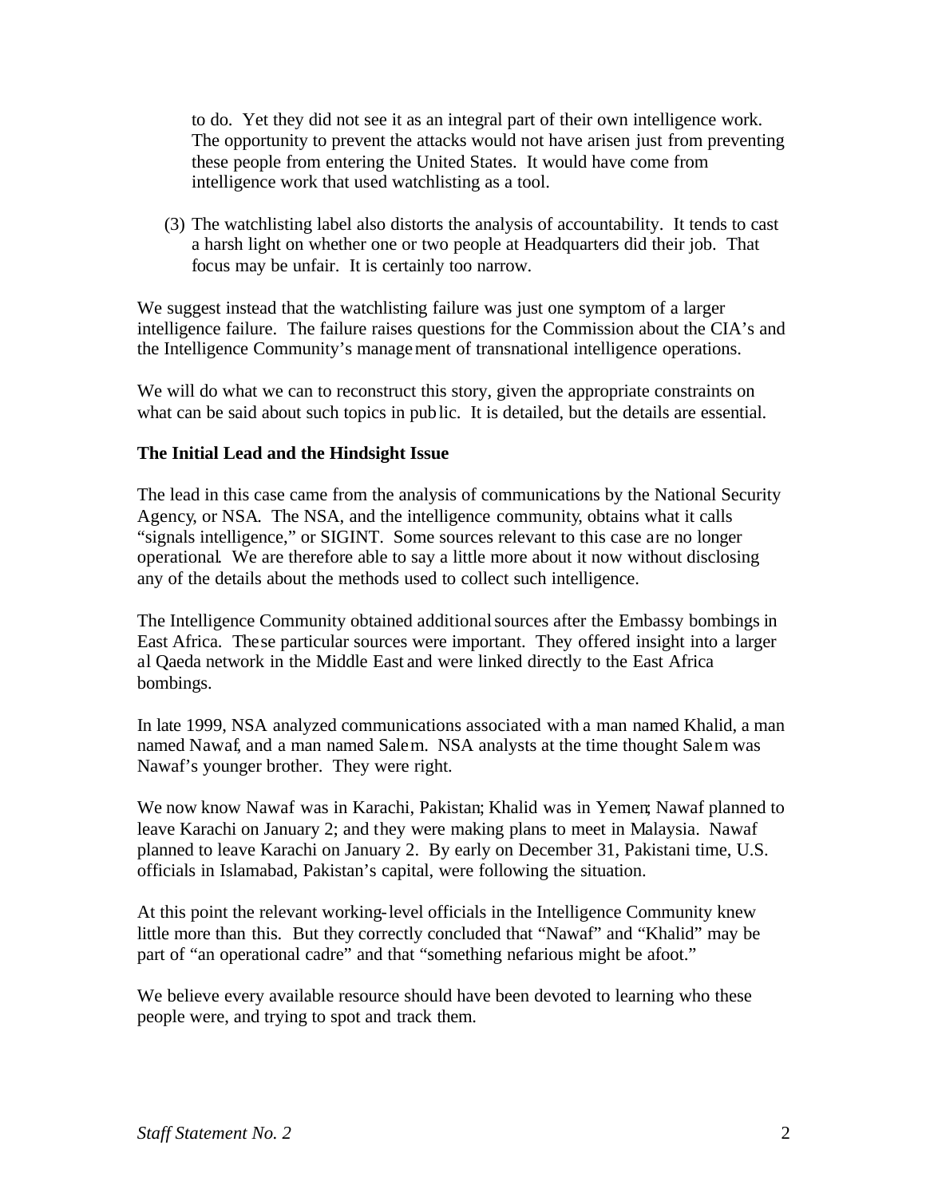to do. Yet they did not see it as an integral part of their own intelligence work. The opportunity to prevent the attacks would not have arisen just from preventing these people from entering the United States. It would have come from intelligence work that used watchlisting as a tool.

(3) The watchlisting label also distorts the analysis of accountability. It tends to cast a harsh light on whether one or two people at Headquarters did their job. That focus may be unfair. It is certainly too narrow.

We suggest instead that the watchlisting failure was just one symptom of a larger intelligence failure. The failure raises questions for the Commission about the CIA's and the Intelligence Community's management of transnational intelligence operations.

We will do what we can to reconstruct this story, given the appropriate constraints on what can be said about such topics in public. It is detailed, but the details are essential.

**The Initial Lead and the Hindsight Issue**

The lead in this case came from the analysis of communications by the National Security Agency, or NSA. The NSA, and the intelligence community, obtains what it calls "signals intelligence," or SIGINT. Some sources relevant to this case are no longer operational. We are therefore able to say a little more about it now without disclosing any of the details about the methods used to collect such intelligence.

The Intelligence Community obtained additional sources after the Embassy bombings in East Africa. These particular sources were important. They offered insight into a larger al Qaeda network in the Middle East and were linked directly to the East Africa bombings.

In late 1999, NSA analyzed communications associated with a man named Khalid, a man named Nawaf, and a man named Salem. NSA analysts at the time thought Salem was Nawaf's younger brother. They were right.

We now know Nawaf was in Karachi, Pakistan; Khalid was in Yemen; Nawaf planned to leave Karachi on January 2; and they were making plans to meet in Malaysia. Nawaf planned to leave Karachi on January 2. By early on December 31, Pakistani time, U.S. officials in Islamabad, Pakistan's capital, were following the situation.

At this point the relevant working-level officials in the Intelligence Community knew little more than this. But they correctly concluded that "Nawaf" and "Khalid" may be part of "an operational cadre" and that "something nefarious might be afoot."

We believe every available resource should have been devoted to learning who these people were, and trying to spot and track them.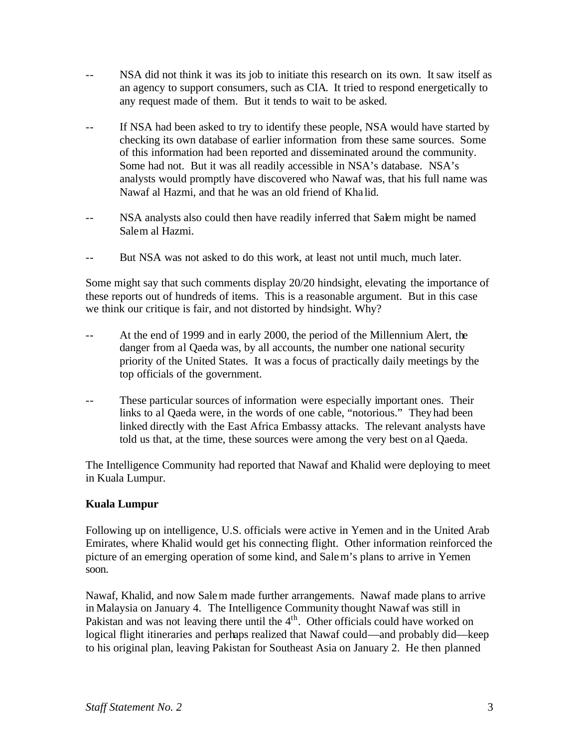-- NSA did not think it was its job to initiate this research on its own. It saw itself as an agency to support consumers, such as CIA. It tried to respond energetically to any request made of them. But it tends to wait to be asked.

-- If NSA had been asked to try to identify these people, NSA would have started by checking its own database of earlier information from these same sources. Some of this information had been reported and disseminated around the community. Some had not. But it was all readily accessible in NSA's database. NSA's analysts would promptly have discovered who Nawaf was, that his full name was Nawaf al Hazmi, and that he was an old friend of Khalid.

-- NSA analysts also could then have readily inferred that Salem might be named Salem al Hazmi.

-- But NSA was not asked to do this work, at least not until much, much later.

Some might say that such comments display 20/20 hindsight, elevating the importance of these reports out of hundreds of items. This is a reasonable argument. But in this case we think our critique is fair, and not distorted by hindsight. Why?

-- At the end of 1999 and in early 2000, the period of the Millennium Alert, the danger from al Qaeda was, by all accounts, the number one national security priority of the United States. It was a focus of practically daily meetings by the top officials of the government.

-- These particular sources of information were especially important ones. Their links to al Qaeda were, in the words of one cable, "notorious." They had been linked directly with the East Africa Embassy attacks. The relevant analysts have told us that, at the time, these sources were among the very best on al Qaeda.

The Intelligence Community had reported that Nawaf and Khalid were deploying to meet in Kuala Lumpur.

**Kuala Lumpur**

Following up on intelligence, U.S. officials were active in Yemen and in the United Arab Emirates, where Khalid would get his connecting flight. Other information reinforced the picture of an emerging operation of some kind, and Salem's plans to arrive in Yemen soon.

Nawaf, Khalid, and now Salem made further arrangements. Nawaf made plans to arrive in Malaysia on January 4. The Intelligence Community thought Nawaf was still in Pakistan and was not leaving there until the 4th. Other officials could have worked on logical flight itineraries and perhaps realized that Nawaf could—and probably did—keep to his original plan, leaving Pakistan for Southeast Asia on January 2. He then planned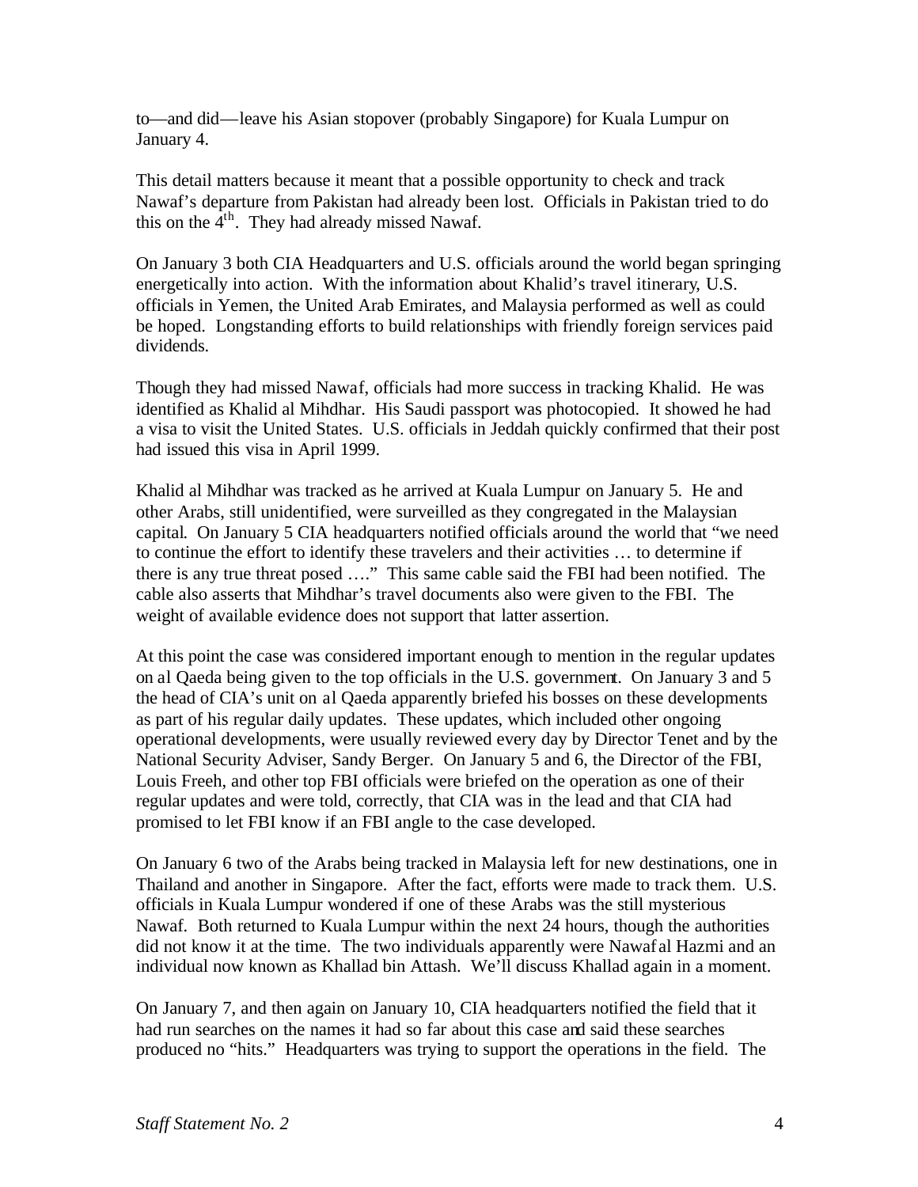to—and did—leave his Asian stopover (probably Singapore) for Kuala Lumpur on January 4.

This detail matters because it meant that a possible opportunity to check and track Nawaf's departure from Pakistan had already been lost. Officials in Pakistan tried to do this on the 4th. They had already missed Nawaf.

On January 3 both CIA Headquarters and U.S. officials around the world began springing energetically into action. With the information about Khalid's travel itinerary, U.S. officials in Yemen, the United Arab Emirates, and Malaysia performed as well as could be hoped. Longstanding efforts to build relationships with friendly foreign services paid dividends.

Though they had missed Nawaf, officials had more success in tracking Khalid. He was identified as Khalid al Mihdhar. His Saudi passport was photocopied. It showed he had a visa to visit the United States. U.S. officials in Jeddah quickly confirmed that their post had issued this visa in April 1999.

Khalid al Mihdhar was tracked as he arrived at Kuala Lumpur on January 5. He and other Arabs, still unidentified, were surveilled as they congregated in the Malaysian capital. On January 5 CIA headquarters notified officials around the world that "we need to continue the effort to identify these travelers and their activities … to determine if there is any true threat posed …." This same cable said the FBI had been notified. The cable also asserts that Mihdhar's travel documents also were given to the FBI. The weight of available evidence does not support that latter assertion.

At this point the case was considered important enough to mention in the regular updates on al Qaeda being given to the top officials in the U.S. government. On January 3 and 5 the head of CIA's unit on al Qaeda apparently briefed his bosses on these developments as part of his regular daily updates. These updates, which included other ongoing operational developments, were usually reviewed every day by Director Tenet and by the National Security Adviser, Sandy Berger. On January 5 and 6, the Director of the FBI, Louis Freeh, and other top FBI officials were briefed on the operation as one of their regular updates and were told, correctly, that CIA was in the lead and that CIA had promised to let FBI know if an FBI angle to the case developed.

On January 6 two of the Arabs being tracked in Malaysia left for new destinations, one in Thailand and another in Singapore. After the fact, efforts were made to track them. U.S. officials in Kuala Lumpur wondered if one of these Arabs was the still mysterious Nawaf. Both returned to Kuala Lumpur within the next 24 hours, though the authorities did not know it at the time. The two individuals apparently were Nawaf al Hazmi and an individual now known as Khallad bin Attash. We'll discuss Khallad again in a moment.

On January 7, and then again on January 10, CIA headquarters notified the field that it had run searches on the names it had so far about this case and said these searches produced no "hits." Headquarters was trying to support the operations in the field. The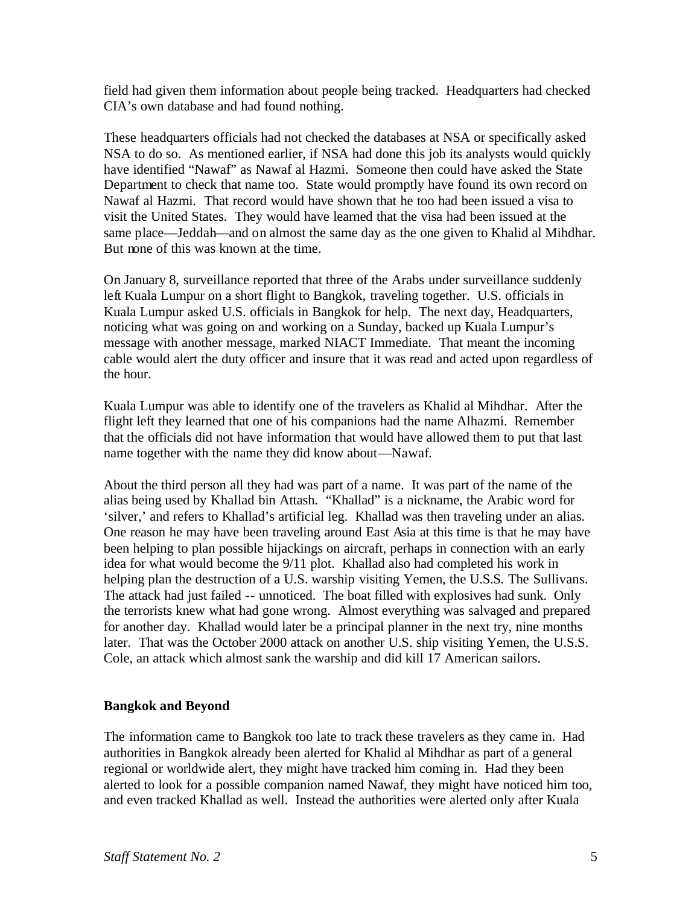field had given them information about people being tracked. Headquarters had checked CIA's own database and had found nothing.

These headquarters officials had not checked the databases at NSA or specifically asked NSA to do so. As mentioned earlier, if NSA had done this job its analysts would quickly have identified "Nawaf" as Nawaf al Hazmi. Someone then could have asked the State Department to check that name too. State would promptly have found its own record on Nawaf al Hazmi. That record would have shown that he too had been issued a visa to visit the United States. They would have learned that the visa had been issued at the same place—Jeddah—and on almost the same day as the one given to Khalid al Mihdhar. But none of this was known at the time.

On January 8, surveillance reported that three of the Arabs under surveillance suddenly left Kuala Lumpur on a short flight to Bangkok, traveling together. U.S. officials in Kuala Lumpur asked U.S. officials in Bangkok for help. The next day, Headquarters, noticing what was going on and working on a Sunday, backed up Kuala Lumpur's message with another message, marked NIACT Immediate. That meant the incoming cable would alert the duty officer and insure that it was read and acted upon regardless of the hour.

Kuala Lumpur was able to identify one of the travelers as Khalid al Mihdhar. After the flight left they learned that one of his companions had the name Alhazmi. Remember that the officials did not have information that would have allowed them to put that last name together with the name they did know about—Nawaf.

About the third person all they had was part of a name. It was part of the name of the alias being used by Khallad bin Attash. "Khallad" is a nickname, the Arabic word for 'silver,' and refers to Khallad's artificial leg. Khallad was then traveling under an alias. One reason he may have been traveling around East Asia at this time is that he may have been helping to plan possible hijackings on aircraft, perhaps in connection with an early idea for what would become the 9/11 plot. Khallad also had completed his work in helping plan the destruction of a U.S. warship visiting Yemen, the U.S.S. The Sullivans. The attack had just failed -- unnoticed. The boat filled with explosives had sunk. Only the terrorists knew what had gone wrong. Almost everything was salvaged and prepared for another day. Khallad would later be a principal planner in the next try, nine months later. That was the October 2000 attack on another U.S. ship visiting Yemen, the U.S.S. Cole, an attack which almost sank the warship and did kill 17 American sailors.

**Bangkok and Beyond**

The information came to Bangkok too late to track these travelers as they came in. Had authorities in Bangkok already been alerted for Khalid al Mihdhar as part of a general regional or worldwide alert, they might have tracked him coming in. Had they been alerted to look for a possible companion named Nawaf, they might have noticed him too, and even tracked Khallad as well. Instead the authorities were alerted only after Kuala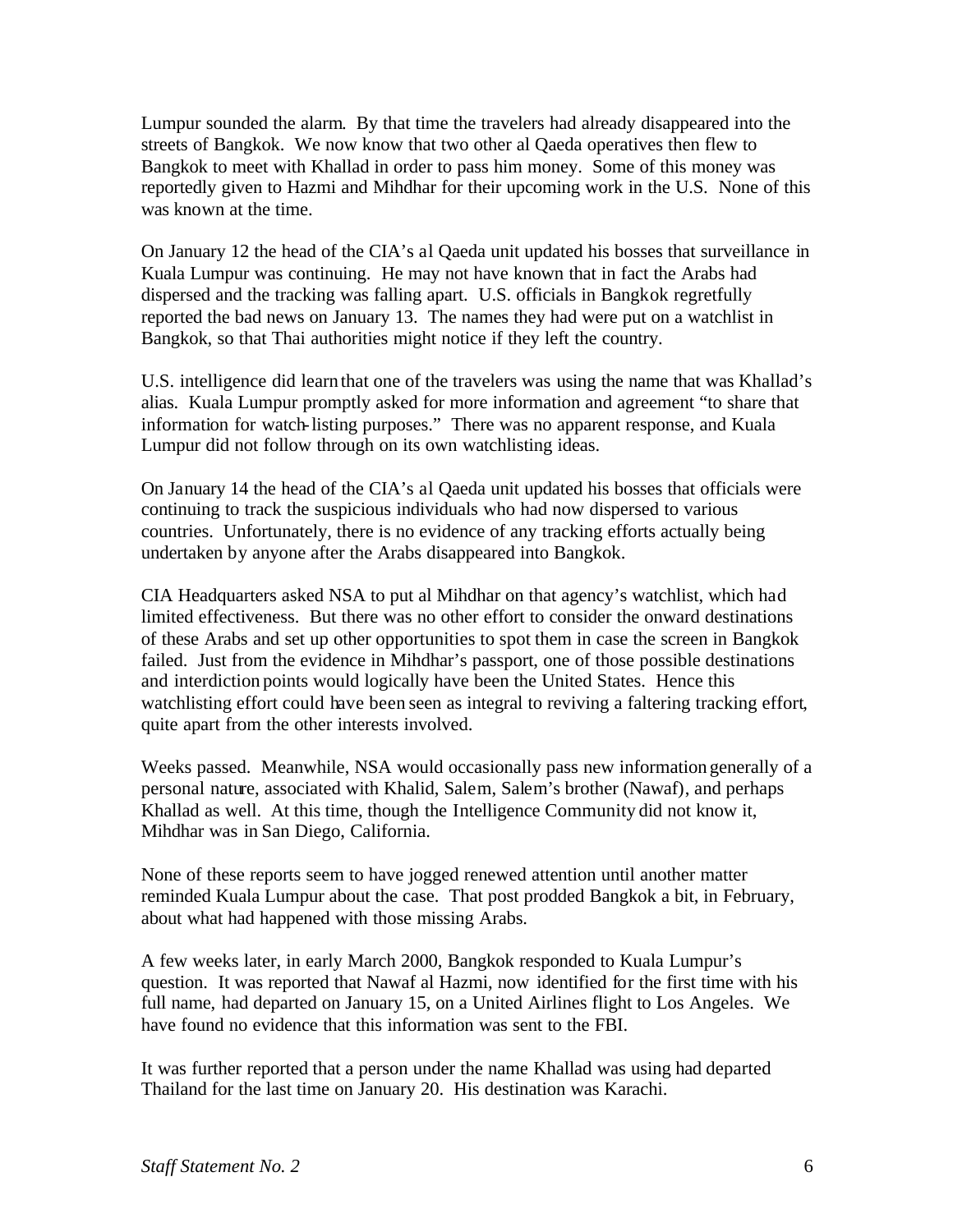Lumpur sounded the alarm. By that time the travelers had already disappeared into the streets of Bangkok. We now know that two other al Qaeda operatives then flew to Bangkok to meet with Khallad in order to pass him money. Some of this money was reportedly given to Hazmi and Mihdhar for their upcoming work in the U.S. None of this was known at the time.

On January 12 the head of the CIA's al Qaeda unit updated his bosses that surveillance in Kuala Lumpur was continuing. He may not have known that in fact the Arabs had dispersed and the tracking was falling apart. U.S. officials in Bangkok regretfully reported the bad news on January 13. The names they had were put on a watchlist in Bangkok, so that Thai authorities might notice if they left the country.

U.S. intelligence did learn that one of the travelers was using the name that was Khallad's alias. Kuala Lumpur promptly asked for more information and agreement "to share that information for watch-listing purposes." There was no apparent response, and Kuala Lumpur did not follow through on its own watchlisting ideas.

On January 14 the head of the CIA's al Qaeda unit updated his bosses that officials were continuing to track the suspicious individuals who had now dispersed to various countries. Unfortunately, there is no evidence of any tracking efforts actually being undertaken by anyone after the Arabs disappeared into Bangkok.

CIA Headquarters asked NSA to put al Mihdhar on that agency's watchlist, which had limited effectiveness. But there was no other effort to consider the onward destinations of these Arabs and set up other opportunities to spot them in case the screen in Bangkok failed. Just from the evidence in Mihdhar's passport, one of those possible destinations and interdiction points would logically have been the United States. Hence this watchlisting effort could have been seen as integral to reviving a faltering tracking effort, quite apart from the other interests involved.

Weeks passed. Meanwhile, NSA would occasionally pass new information generally of a personal nature, associated with Khalid, Salem, Salem's brother (Nawaf), and perhaps Khallad as well. At this time, though the Intelligence Community did not know it, Mihdhar was in San Diego, California.

None of these reports seem to have jogged renewed attention until another matter reminded Kuala Lumpur about the case. That post prodded Bangkok a bit, in February, about what had happened with those missing Arabs.

A few weeks later, in early March 2000, Bangkok responded to Kuala Lumpur's question. It was reported that Nawaf al Hazmi, now identified for the first time with his full name, had departed on January 15, on a United Airlines flight to Los Angeles. We have found no evidence that this information was sent to the FBI.

It was further reported that a person under the name Khallad was using had departed Thailand for the last time on January 20. His destination was Karachi.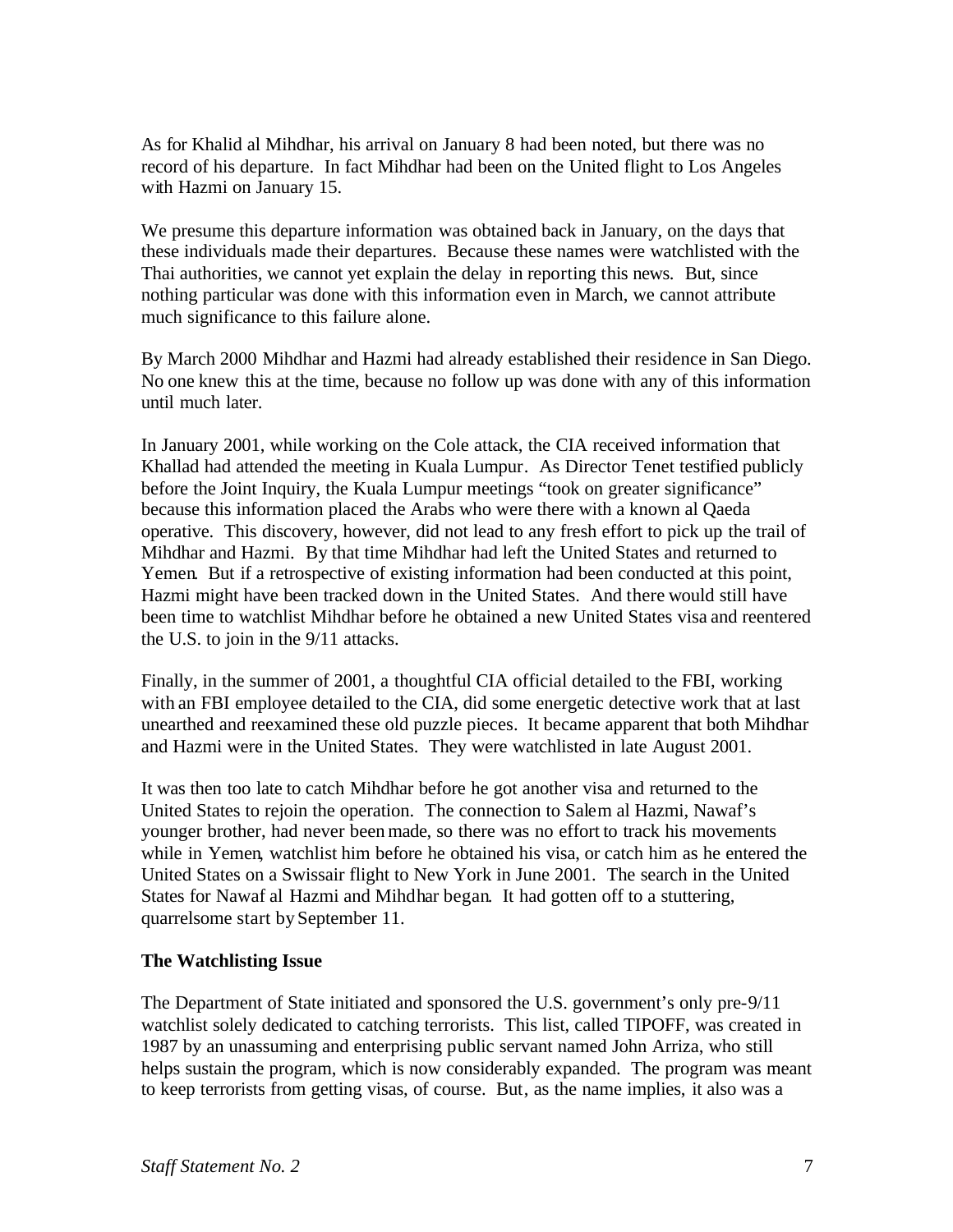As for Khalid al Mihdhar, his arrival on January 8 had been noted, but there was no record of his departure. In fact Mihdhar had been on the United flight to Los Angeles with Hazmi on January 15.

We presume this departure information was obtained back in January, on the days that these individuals made their departures. Because these names were watchlisted with the Thai authorities, we cannot yet explain the delay in reporting this news. But, since nothing particular was done with this information even in March, we cannot attribute much significance to this failure alone.

By March 2000 Mihdhar and Hazmi had already established their residence in San Diego. No one knew this at the time, because no follow up was done with any of this information until much later.

In January 2001, while working on the Cole attack, the CIA received information that Khallad had attended the meeting in Kuala Lumpur. As Director Tenet testified publicly before the Joint Inquiry, the Kuala Lumpur meetings "took on greater significance" because this information placed the Arabs who were there with a known al Qaeda operative. This discovery, however, did not lead to any fresh effort to pick up the trail of Mihdhar and Hazmi. By that time Mihdhar had left the United States and returned to Yemen. But if a retrospective of existing information had been conducted at this point, Hazmi might have been tracked down in the United States. And there would still have been time to watchlist Mihdhar before he obtained a new United States visa and reentered the U.S. to join in the 9/11 attacks.

Finally, in the summer of 2001, a thoughtful CIA official detailed to the FBI, working with an FBI employee detailed to the CIA, did some energetic detective work that at last unearthed and reexamined these old puzzle pieces. It became apparent that both Mihdhar and Hazmi were in the United States. They were watchlisted in late August 2001.

It was then too late to catch Mihdhar before he got another visa and returned to the United States to rejoin the operation. The connection to Salem al Hazmi, Nawaf's younger brother, had never been made, so there was no effort to track his movements while in Yemen, watchlist him before he obtained his visa, or catch him as he entered the United States on a Swissair flight to New York in June 2001. The search in the United States for Nawaf al Hazmi and Mihdhar began. It had gotten off to a stuttering, quarrelsome start by September 11.

### The Watchlisting Issue

The Department of State initiated and sponsored the U.S. government's only pre-9/11 watchlist solely dedicated to catching terrorists. This list, called TIPOFF, was created in 1987 by an unassuming and enterprising public servant named John Arriza, who still helps sustain the program, which is now considerably expanded. The program was meant to keep terrorists from getting visas, of course. But, as the name implies, it also was a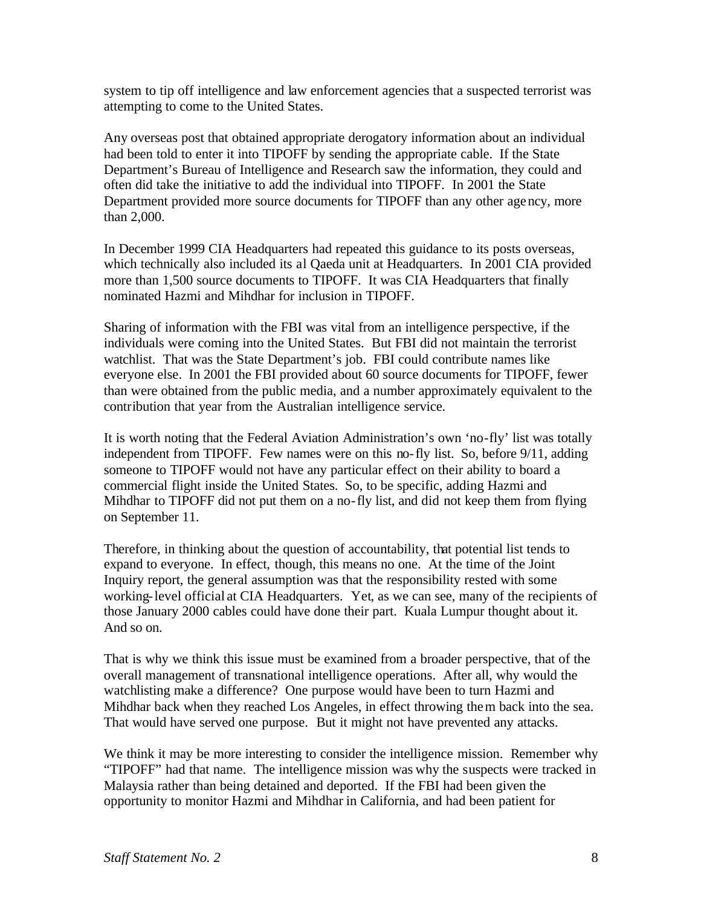system to tip off intelligence and law enforcement agencies that a suspected terrorist was attempting to come to the United States.

Any overseas post that obtained appropriate derogatory information about an individual had been told to enter it into TIPOFF by sending the appropriate cable. If the State Department's Bureau of Intelligence and Research saw the information, they could and often did take the initiative to add the individual into TIPOFF. In 2001 the State Department provided more source documents for TIPOFF than any other agency, more than 2,000.

In December 1999 CIA Headquarters had repeated this guidance to its posts overseas, which technically also included its al Qaeda unit at Headquarters. In 2001 CIA provided more than 1,500 source documents to TIPOFF. It was CIA Headquarters that finally nominated Hazmi and Mihdhar for inclusion in TIPOFF.

Sharing of information with the FBI was vital from an intelligence perspective, if the individuals were coming into the United States. But FBI did not maintain the terrorist watchlist. That was the State Department's job. FBI could contribute names like everyone else. In 2001 the FBI provided about 60 source documents for TIPOFF, fewer than were obtained from the public media, and a number approximately equivalent to the contribution that year from the Australian intelligence service.

It is worth noting that the Federal Aviation Administration's own 'no-fly' list was totally independent from TIPOFF. Few names were on this no-fly list. So, before 9/11, adding someone to TIPOFF would not have any particular effect on their ability to board a commercial flight inside the United States. So, to be specific, adding Hazmi and Mihdhar to TIPOFF did not put them on a no-fly list, and did not keep them from flying on September 11.

Therefore, in thinking about the question of accountability, that potential list tends to expand to everyone. In effect, though, this means no one. At the time of the Joint Inquiry report, the general assumption was that the responsibility rested with some working-level official at CIA Headquarters. Yet, as we can see, many of the recipients of those January 2000 cables could have done their part. Kuala Lumpur thought about it. And so on.

That is why we think this issue must be examined from a broader perspective, that of the overall management of transnational intelligence operations. After all, why would the watchlisting make a difference? One purpose would have been to turn Hazmi and Mihdhar back when they reached Los Angeles, in effect throwing them back into the sea. That would have served one purpose. But it might not have prevented any attacks.

We think it may be more interesting to consider the intelligence mission. Remember why "TIPOFF" had that name. The intelligence mission was why the suspects were tracked in Malaysia rather than being detained and deported. If the FBI had been given the opportunity to monitor Hazmi and Mihdhar in California, and had been patient for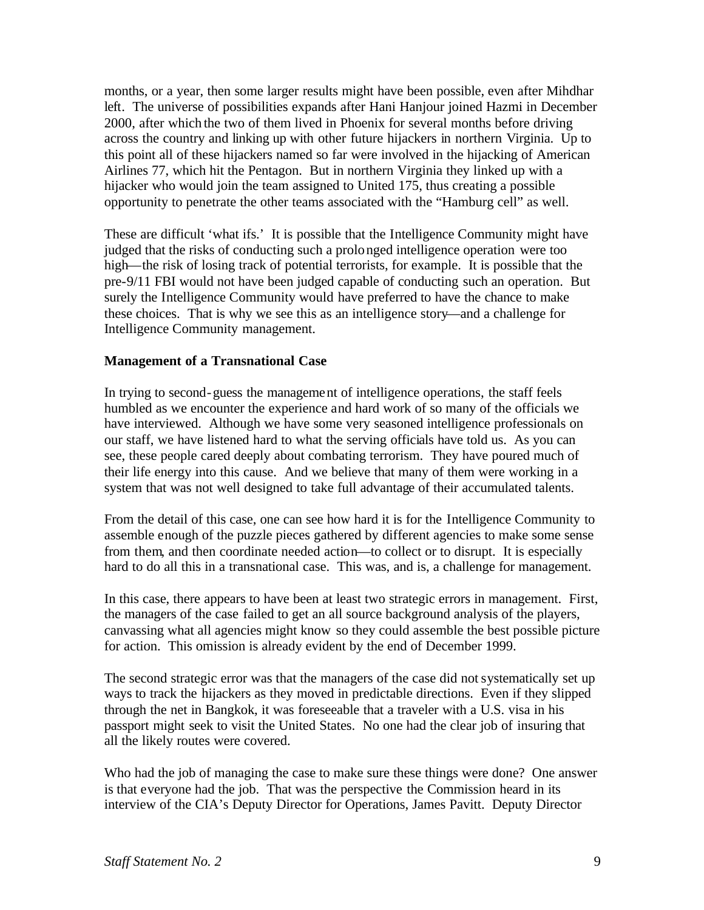months, or a year, then some larger results might have been possible, even after Mihdhar left. The universe of possibilities expands after Hani Hanjour joined Hazmi in December 2000, after which the two of them lived in Phoenix for several months before driving across the country and linking up with other future hijackers in northern Virginia. Up to this point all of these hijackers named so far were involved in the hijacking of American Airlines 77, which hit the Pentagon. But in northern Virginia they linked up with a hijacker who would join the team assigned to United 175, thus creating a possible opportunity to penetrate the other teams associated with the "Hamburg cell" as well.

These are difficult 'what ifs.' It is possible that the Intelligence Community might have judged that the risks of conducting such a prolonged intelligence operation were too high—the risk of losing track of potential terrorists, for example. It is possible that the pre-9/11 FBI would not have been judged capable of conducting such an operation. But surely the Intelligence Community would have preferred to have the chance to make these choices. That is why we see this as an intelligence story—and a challenge for Intelligence Community management.

**Management of a Transnational Case**

In trying to second-guess the management of intelligence operations, the staff feels humbled as we encounter the experience and hard work of so many of the officials we have interviewed. Although we have some very seasoned intelligence professionals on our staff, we have listened hard to what the serving officials have told us. As you can see, these people cared deeply about combating terrorism. They have poured much of their life energy into this cause. And we believe that many of them were working in a system that was not well designed to take full advantage of their accumulated talents.

From the detail of this case, one can see how hard it is for the Intelligence Community to assemble enough of the puzzle pieces gathered by different agencies to make some sense from them, and then coordinate needed action—to collect or to disrupt. It is especially hard to do all this in a transnational case. This was, and is, a challenge for management.

In this case, there appears to have been at least two strategic errors in management. First, the managers of the case failed to get an all source background analysis of the players, canvassing what all agencies might know so they could assemble the best possible picture for action. This omission is already evident by the end of December 1999.

The second strategic error was that the managers of the case did not systematically set up ways to track the hijackers as they moved in predictable directions. Even if they slipped through the net in Bangkok, it was foreseeable that a traveler with a U.S. visa in his passport might seek to visit the United States. No one had the clear job of insuring that all the likely routes were covered.

Who had the job of managing the case to make sure these things were done? One answer is that everyone had the job. That was the perspective the Commission heard in its interview of the CIA's Deputy Director for Operations, James Pavitt. Deputy Director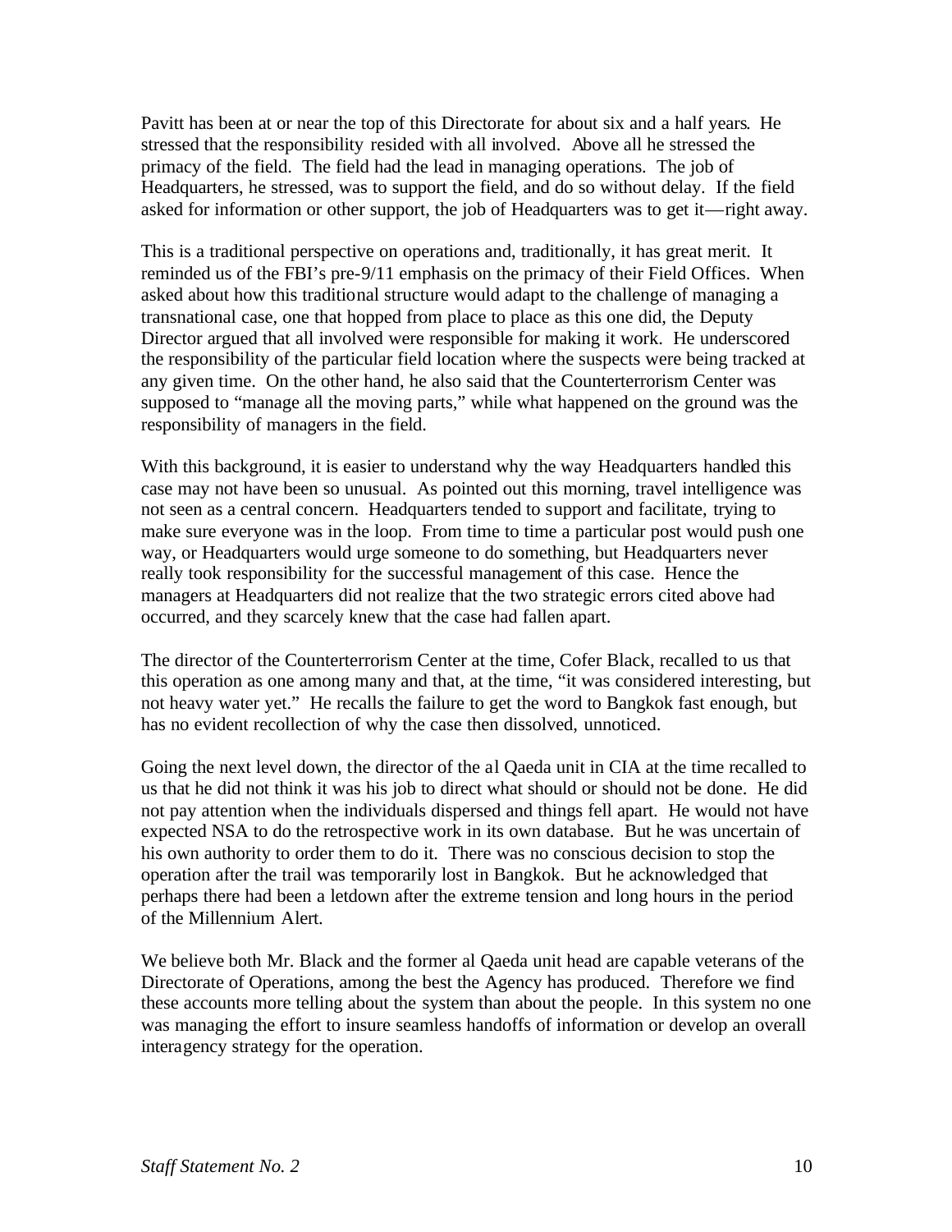Pavitt has been at or near the top of this Directorate for about six and a half years. He stressed that the responsibility resided with all involved. Above all he stressed the primacy of the field. The field had the lead in managing operations. The job of Headquarters, he stressed, was to support the field, and do so without delay. If the field asked for information or other support, the job of Headquarters was to get it—right away.

This is a traditional perspective on operations and, traditionally, it has great merit. It reminded us of the FBI's pre-9/11 emphasis on the primacy of their Field Offices. When asked about how this traditional structure would adapt to the challenge of managing a transnational case, one that hopped from place to place as this one did, the Deputy Director argued that all involved were responsible for making it work. He underscored the responsibility of the particular field location where the suspects were being tracked at any given time. On the other hand, he also said that the Counterterrorism Center was supposed to "manage all the moving parts," while what happened on the ground was the responsibility of managers in the field.

With this background, it is easier to understand why the way Headquarters handled this case may not have been so unusual. As pointed out this morning, travel intelligence was not seen as a central concern. Headquarters tended to support and facilitate, trying to make sure everyone was in the loop. From time to time a particular post would push one way, or Headquarters would urge someone to do something, but Headquarters never really took responsibility for the successful management of this case. Hence the managers at Headquarters did not realize that the two strategic errors cited above had occurred, and they scarcely knew that the case had fallen apart.

The director of the Counterterrorism Center at the time, Cofer Black, recalled to us that this operation as one among many and that, at the time, "it was considered interesting, but not heavy water yet." He recalls the failure to get the word to Bangkok fast enough, but has no evident recollection of why the case then dissolved, unnoticed.

Going the next level down, the director of the al Qaeda unit in CIA at the time recalled to us that he did not think it was his job to direct what should or should not be done. He did not pay attention when the individuals dispersed and things fell apart. He would not have expected NSA to do the retrospective work in its own database. But he was uncertain of his own authority to order them to do it. There was no conscious decision to stop the operation after the trail was temporarily lost in Bangkok. But he acknowledged that perhaps there had been a letdown after the extreme tension and long hours in the period of the Millennium Alert.

We believe both Mr. Black and the former al Qaeda unit head are capable veterans of the Directorate of Operations, among the best the Agency has produced. Therefore we find these accounts more telling about the system than about the people. In this system no one was managing the effort to insure seamless handoffs of information or develop an overall interagency strategy for the operation.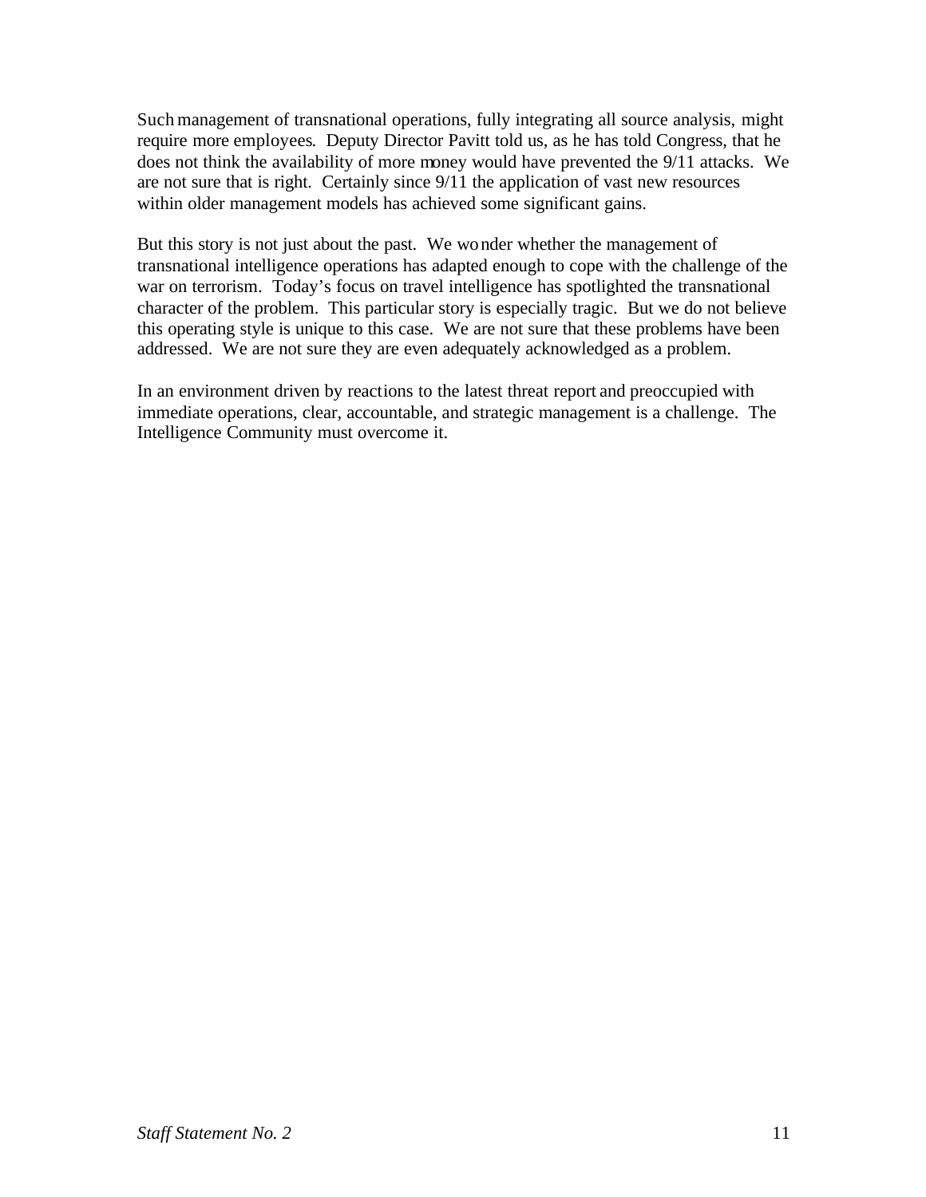Such management of transnational operations, fully integrating all source analysis, might require more employees. Deputy Director Pavitt told us, as he has told Congress, that he does not think the availability of more money would have prevented the 9/11 attacks. We are not sure that is right. Certainly since 9/11 the application of vast new resources within older management models has achieved some significant gains.

But this story is not just about the past. We wonder whether the management of transnational intelligence operations has adapted enough to cope with the challenge of the war on terrorism. Today's focus on travel intelligence has spotlighted the transnational character of the problem. This particular story is especially tragic. But we do not believe this operating style is unique to this case. We are not sure that these problems have been addressed. We are not sure they are even adequately acknowledged as a problem.

In an environment driven by reactions to the latest threat report and preoccupied with immediate operations, clear, accountable, and strategic management is a challenge. The Intelligence Community must overcome it.